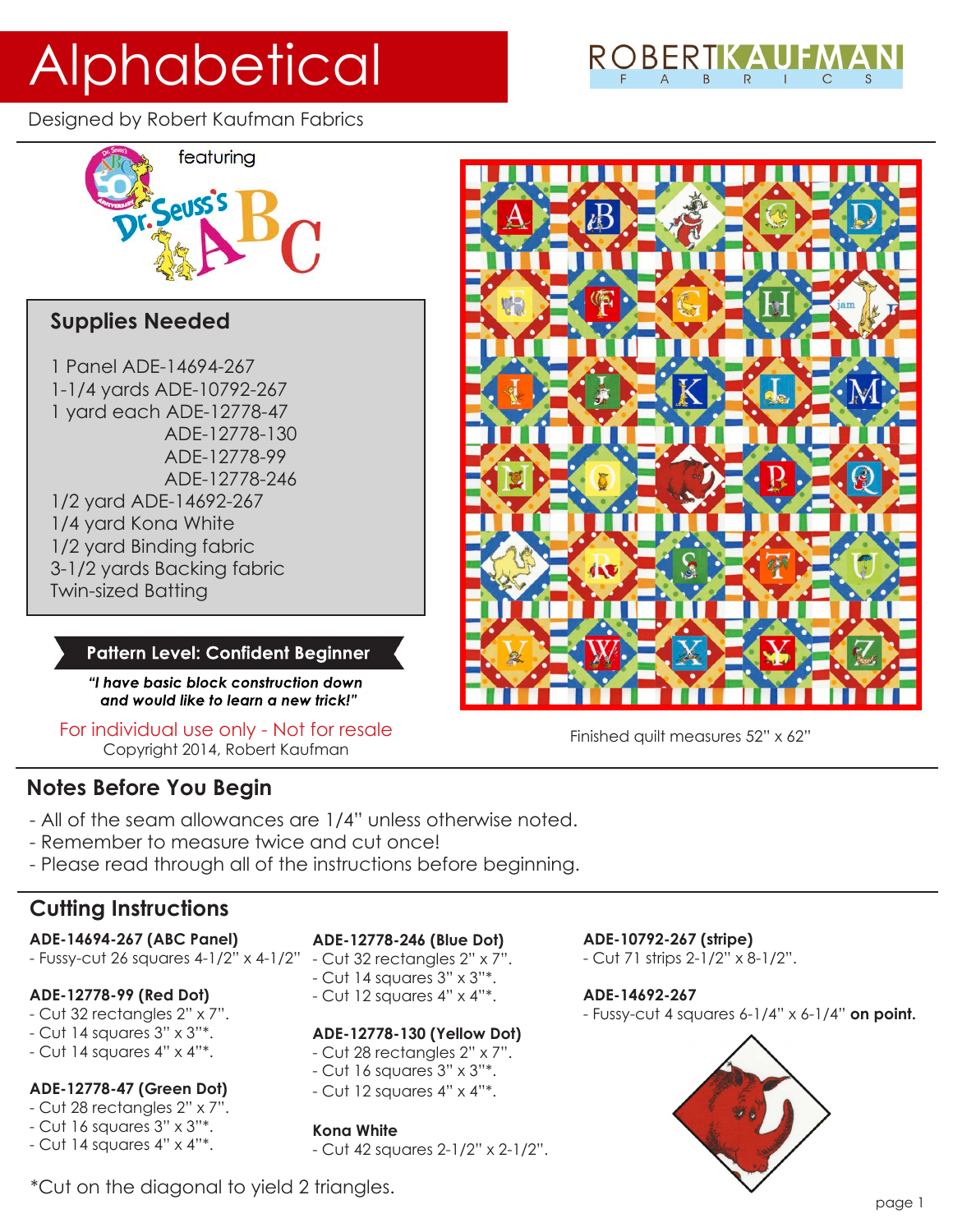# Alphabetical

ROBERT KAUFMAN FABRICS

Designed by Robert Kaufman Fabrics

featuring Dr. Seuss's ABC

## Supplies Needed

1 Panel ADE-14694-267
1-1/4 yards ADE-10792-267
1 yard each ADE-12778-47
ADE-12778-130
ADE-12778-99
ADE-12778-246
1/2 yard ADE-14692-267
1/4 yard Kona White
1/2 yard Binding fabric
3-1/2 yards Backing fabric
Twin-sized Batting

**Pattern Level: Confident Beginner**

***"I have basic block construction down and would like to learn a new trick!"***

For individual use only - Not for resale
Copyright 2014, Robert Kaufman

Finished quilt measures 52" x 62"

## Notes Before You Begin

- All of the seam allowances are 1/4" unless otherwise noted.
- Remember to measure twice and cut once!
- Please read through all of the instructions before beginning.

## Cutting Instructions

**ADE-14694-267 (ABC Panel)**
- Fussy-cut 26 squares 4-1/2" x 4-1/2"

**ADE-12778-99 (Red Dot)**
- Cut 32 rectangles 2" x 7".
- Cut 14 squares 3" x 3"*.
- Cut 14 squares 4" x 4"*.

**ADE-12778-47 (Green Dot)**
- Cut 28 rectangles 2" x 7".
- Cut 16 squares 3" x 3"*.
- Cut 14 squares 4" x 4"*.

**ADE-12778-246 (Blue Dot)**
- Cut 32 rectangles 2" x 7".
- Cut 14 squares 3" x 3"*.
- Cut 12 squares 4" x 4"*.

**ADE-12778-130 (Yellow Dot)**
- Cut 28 rectangles 2" x 7".
- Cut 16 squares 3" x 3"*.
- Cut 12 squares 4" x 4"*.

**Kona White**
- Cut 42 squares 2-1/2" x 2-1/2".

**ADE-10792-267 (stripe)**
- Cut 71 strips 2-1/2" x 8-1/2".

**ADE-14692-267**
- Fussy-cut 4 squares 6-1/4" x 6-1/4" **on point.**

*Cut on the diagonal to yield 2 triangles.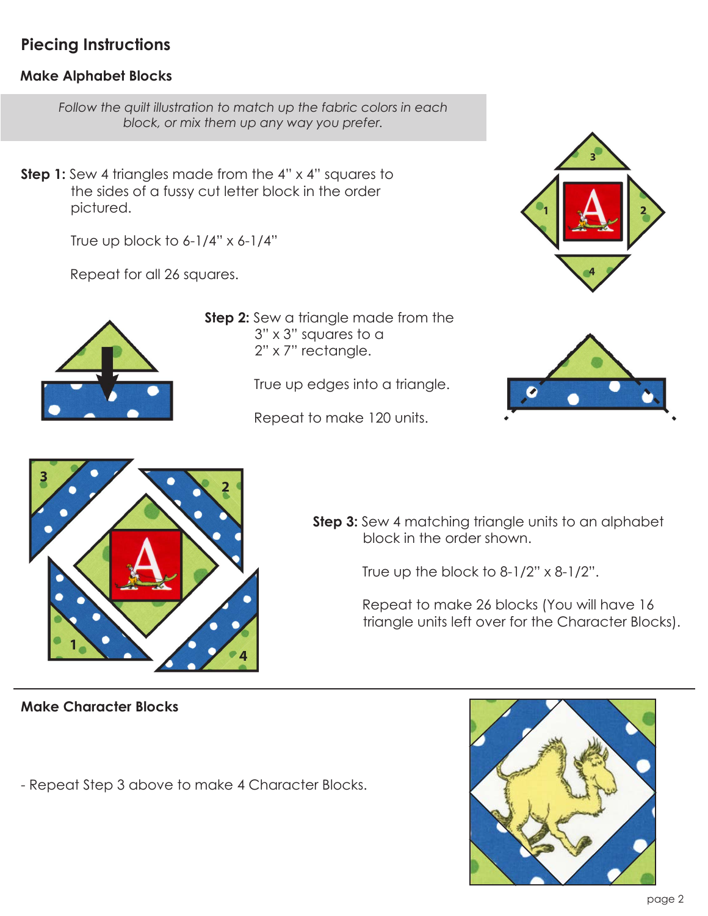# Piecing Instructions

## Make Alphabet Blocks

*Follow the quilt illustration to match up the fabric colors in each block, or mix them up any way you prefer.*

**Step 1:** Sew 4 triangles made from the 4" x 4" squares to the sides of a fussy cut letter block in the order pictured.

True up block to 6-1/4" x 6-1/4"

Repeat for all 26 squares.

**Step 2:** Sew a triangle made from the 3" x 3" squares to a 2" x 7" rectangle.

True up edges into a triangle.

Repeat to make 120 units.

**Step 3:** Sew 4 matching triangle units to an alphabet block in the order shown.

True up the block to 8-1/2" x 8-1/2".

Repeat to make 26 blocks (You will have 16 triangle units left over for the Character Blocks).

## Make Character Blocks

- Repeat Step 3 above to make 4 Character Blocks.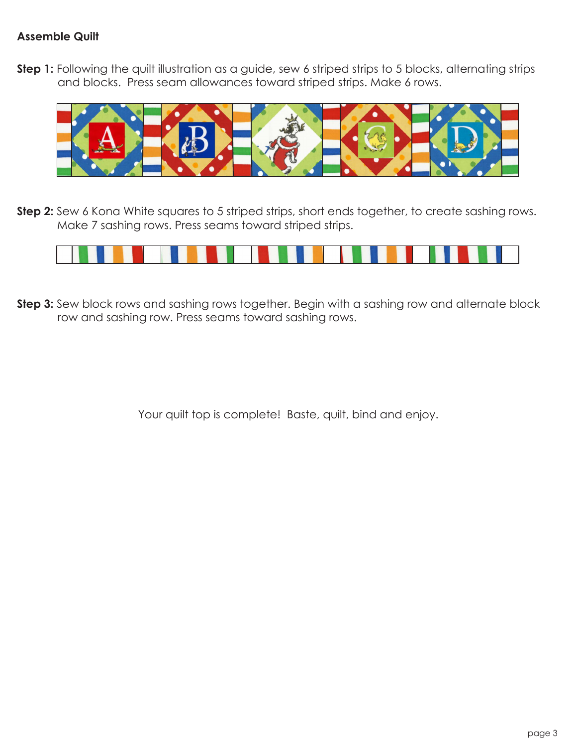## Assemble Quilt

**Step 1:** Following the quilt illustration as a guide, sew 6 striped strips to 5 blocks, alternating strips and blocks. Press seam allowances toward striped strips. Make 6 rows.

**Step 2:** Sew 6 Kona White squares to 5 striped strips, short ends together, to create sashing rows. Make 7 sashing rows. Press seams toward striped strips.

**Step 3:** Sew block rows and sashing rows together. Begin with a sashing row and alternate block row and sashing row. Press seams toward sashing rows.

Your quilt top is complete! Baste, quilt, bind and enjoy.